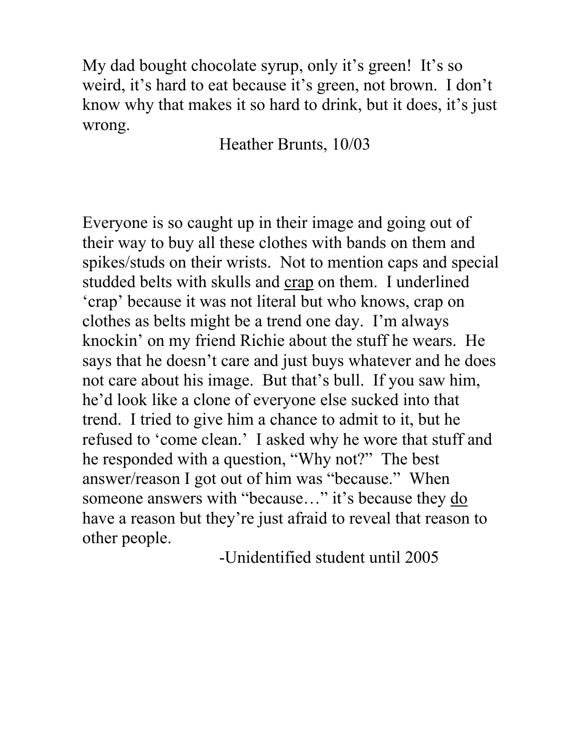My dad bought chocolate syrup, only it's green! It's so weird, it's hard to eat because it's green, not brown. I don't know why that makes it so hard to drink, but it does, it's just wrong.

Heather Brunts, 10/03

Everyone is so caught up in their image and going out of their way to buy all these clothes with bands on them and spikes/studs on their wrists. Not to mention caps and special studded belts with skulls and <u>crap</u> on them. I underlined 'crap' because it was not literal but who knows, crap on clothes as belts might be a trend one day. I'm always knockin' on my friend Richie about the stuff he wears. He says that he doesn't care and just buys whatever and he does not care about his image. But that's bull. If you saw him, he'd look like a clone of everyone else sucked into that trend. I tried to give him a chance to admit to it, but he refused to 'come clean.' I asked why he wore that stuff and he responded with a question, "Why not?" The best answer/reason I got out of him was "because." When someone answers with "because…" it's because they <u>do</u> have a reason but they're just afraid to reveal that reason to other people.

-Unidentified student until 2005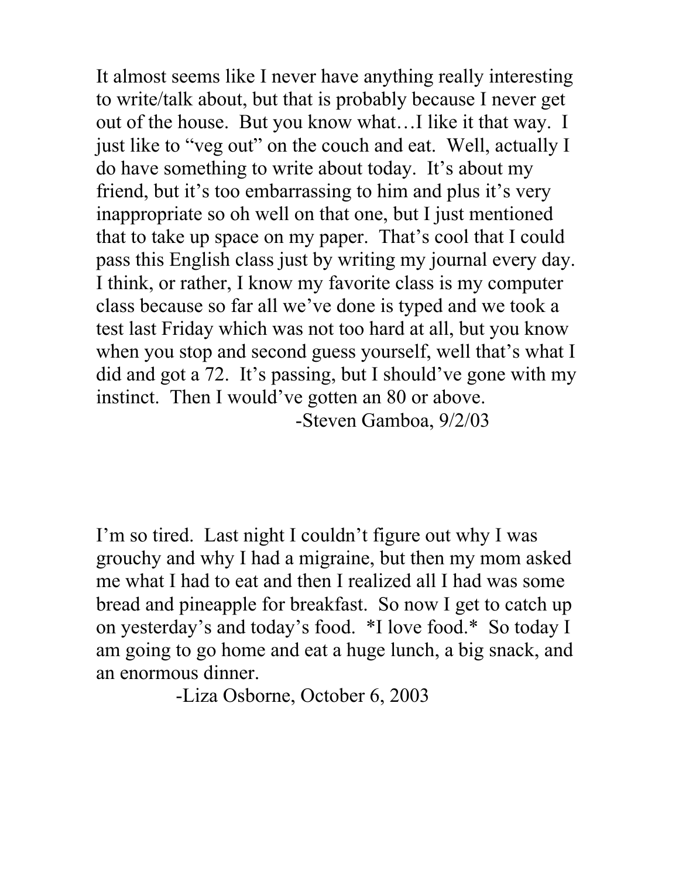It almost seems like I never have anything really interesting to write/talk about, but that is probably because I never get out of the house. But you know what…I like it that way. I just like to "veg out" on the couch and eat. Well, actually I do have something to write about today. It's about my friend, but it's too embarrassing to him and plus it's very inappropriate so oh well on that one, but I just mentioned that to take up space on my paper. That's cool that I could pass this English class just by writing my journal every day. I think, or rather, I know my favorite class is my computer class because so far all we've done is typed and we took a test last Friday which was not too hard at all, but you know when you stop and second guess yourself, well that's what I did and got a 72. It's passing, but I should've gone with my instinct. Then I would've gotten an 80 or above.

-Steven Gamboa, 9/2/03

I'm so tired. Last night I couldn't figure out why I was grouchy and why I had a migraine, but then my mom asked me what I had to eat and then I realized all I had was some bread and pineapple for breakfast. So now I get to catch up on yesterday's and today's food. *I love food.* So today I am going to go home and eat a huge lunch, a big snack, and an enormous dinner.

-Liza Osborne, October 6, 2003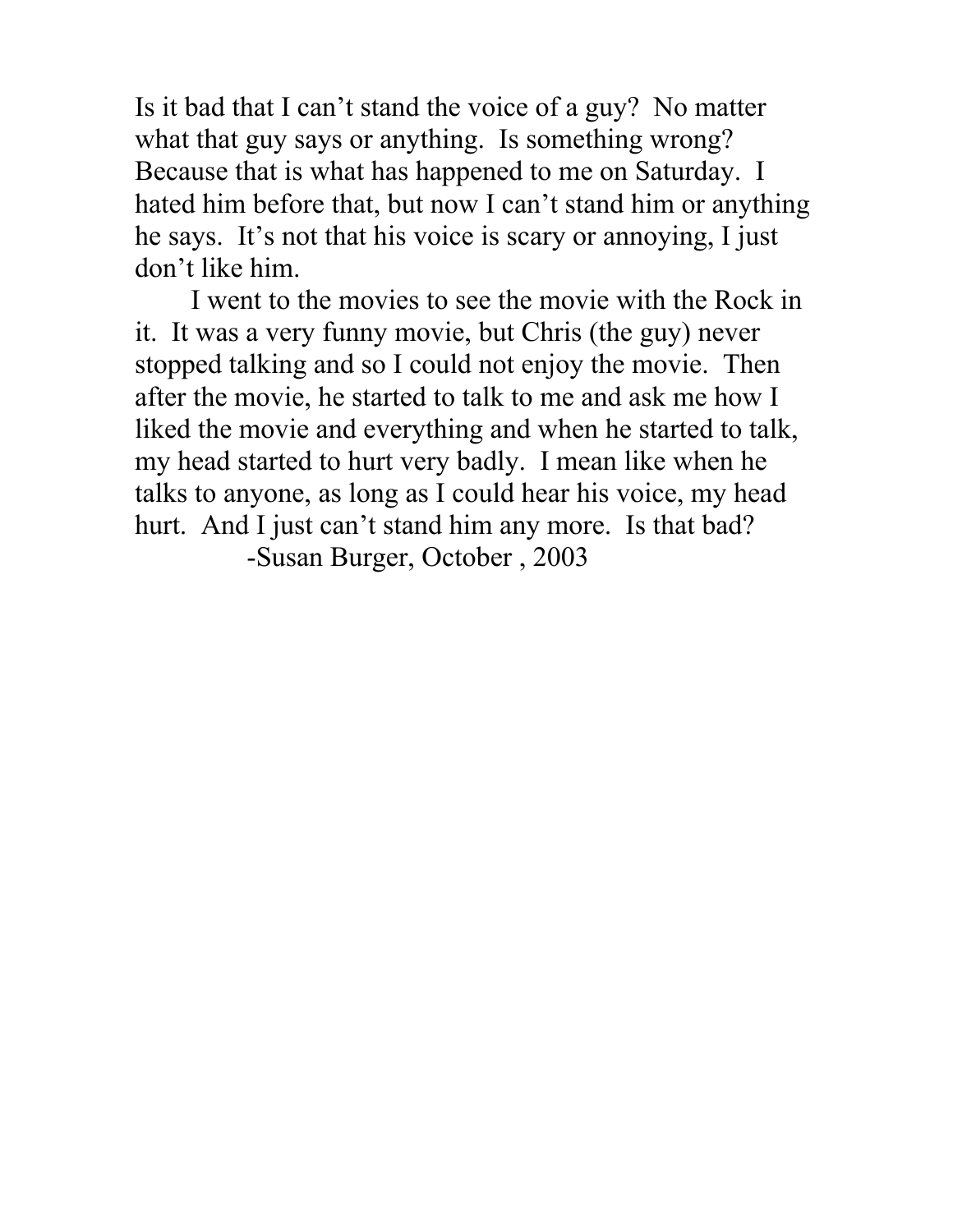Is it bad that I can't stand the voice of a guy? No matter what that guy says or anything. Is something wrong? Because that is what has happened to me on Saturday. I hated him before that, but now I can't stand him or anything he says. It's not that his voice is scary or annoying, I just don't like him.

I went to the movies to see the movie with the Rock in it. It was a very funny movie, but Chris (the guy) never stopped talking and so I could not enjoy the movie. Then after the movie, he started to talk to me and ask me how I liked the movie and everything and when he started to talk, my head started to hurt very badly. I mean like when he talks to anyone, as long as I could hear his voice, my head hurt. And I just can't stand him any more. Is that bad?

-Susan Burger, October , 2003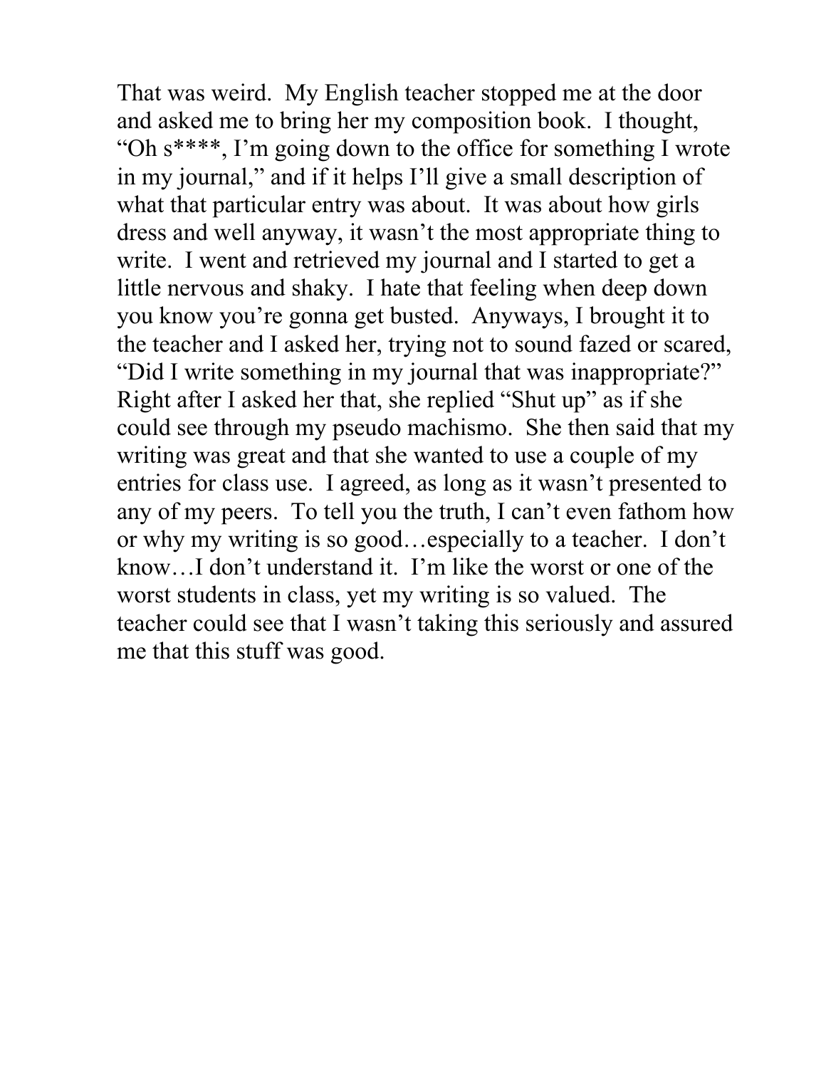That was weird. My English teacher stopped me at the door and asked me to bring her my composition book. I thought, "Oh s****, I'm going down to the office for something I wrote in my journal," and if it helps I'll give a small description of what that particular entry was about. It was about how girls dress and well anyway, it wasn't the most appropriate thing to write. I went and retrieved my journal and I started to get a little nervous and shaky. I hate that feeling when deep down you know you're gonna get busted. Anyways, I brought it to the teacher and I asked her, trying not to sound fazed or scared, "Did I write something in my journal that was inappropriate?" Right after I asked her that, she replied "Shut up" as if she could see through my pseudo machismo. She then said that my writing was great and that she wanted to use a couple of my entries for class use. I agreed, as long as it wasn't presented to any of my peers. To tell you the truth, I can't even fathom how or why my writing is so good…especially to a teacher. I don't know…I don't understand it. I'm like the worst or one of the worst students in class, yet my writing is so valued. The teacher could see that I wasn't taking this seriously and assured me that this stuff was good.